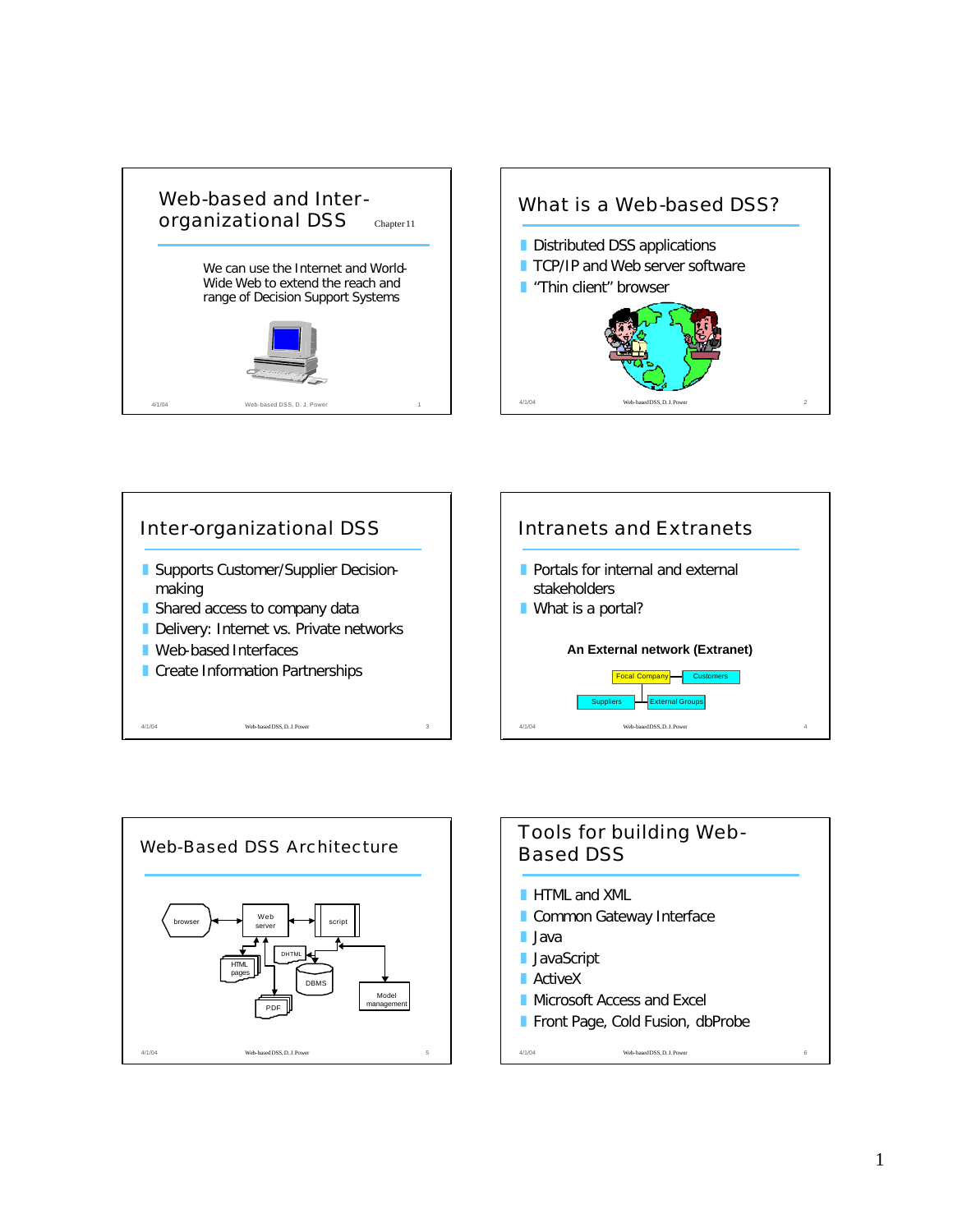# Web-based and Inter-organizational DSS

Chapter 11

We can use the Internet and World-Wide Web to extend the reach and range of Decision Support Systems

# What is a Web-based DSS?

- Distributed DSS applications
- TCP/IP and Web server software
- "Thin client" browser

# Inter-organizational DSS

- Supports Customer/Supplier Decision-making
- Shared access to company data
- Delivery: Internet vs. Private networks
- Web-based Interfaces
- Create Information Partnerships

# Intranets and Extranets

- Portals for internal and external stakeholders
- What is a portal?

**An External network (Extranet)**

Focal Company — Customers

Suppliers — External Groups

# Web-Based DSS Architecture

browser ↔ Web server ↔ script

HTML pages, DHTML, DBMS, PDF, Model management

# Tools for building Web-Based DSS

- HTML and XML
- Common Gateway Interface
- Java
- JavaScript
- ActiveX
- Microsoft Access and Excel
- Front Page, Cold Fusion, dbProbe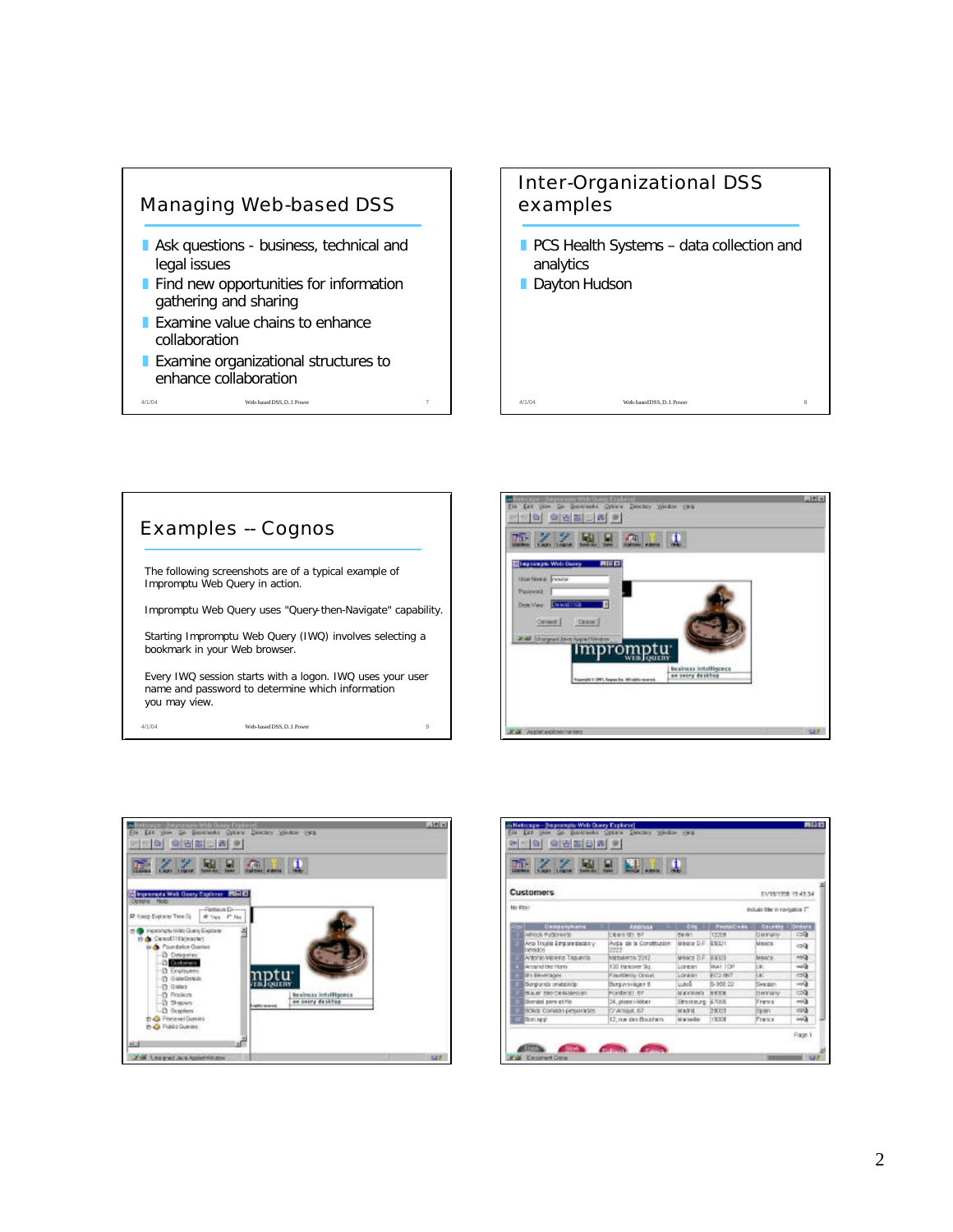## Managing Web-based DSS

- Ask questions - business, technical and legal issues
- Find new opportunities for information gathering and sharing
- Examine value chains to enhance collaboration
- Examine organizational structures to enhance collaboration

## Inter-Organizational DSS examples

- PCS Health Systems – data collection and analytics
- Dayton Hudson

## Examples -- Cognos

The following screenshots are of a typical example of Impromptu Web Query in action.

Impromptu Web Query uses "Query-then-Navigate" capability.

Starting Impromptu Web Query (IWQ) involves selecting a bookmark in your Web browser.

Every IWQ session starts with a logon. IWQ uses your user name and password to determine which information you may view.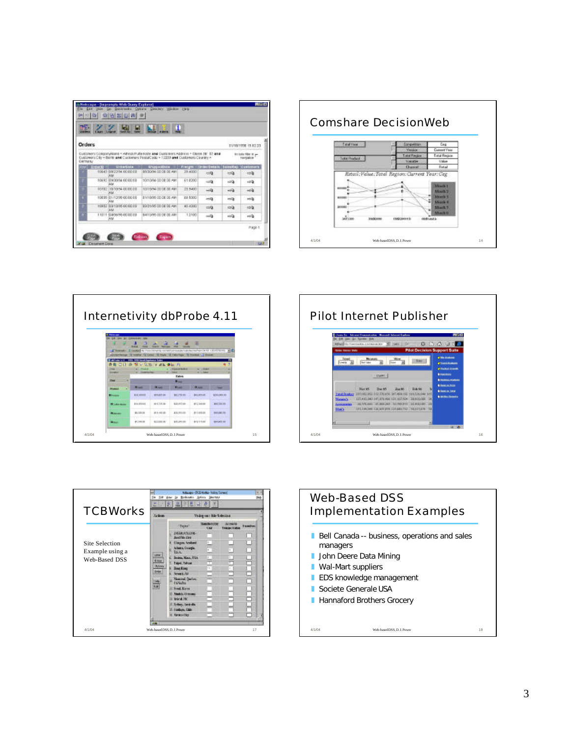## Comshare DecisionWeb

## Internetivity dbProbe 4.11

## Pilot Internet Publisher

## TCBWorks

Site Selection Example using a Web-Based DSS

## Web-Based DSS Implementation Examples

- Bell Canada -- business, operations and sales managers
- John Deere Data Mining
- Wal-Mart suppliers
- EDS knowledge management
- Societe Generale USA
- Hannaford Brothers Grocery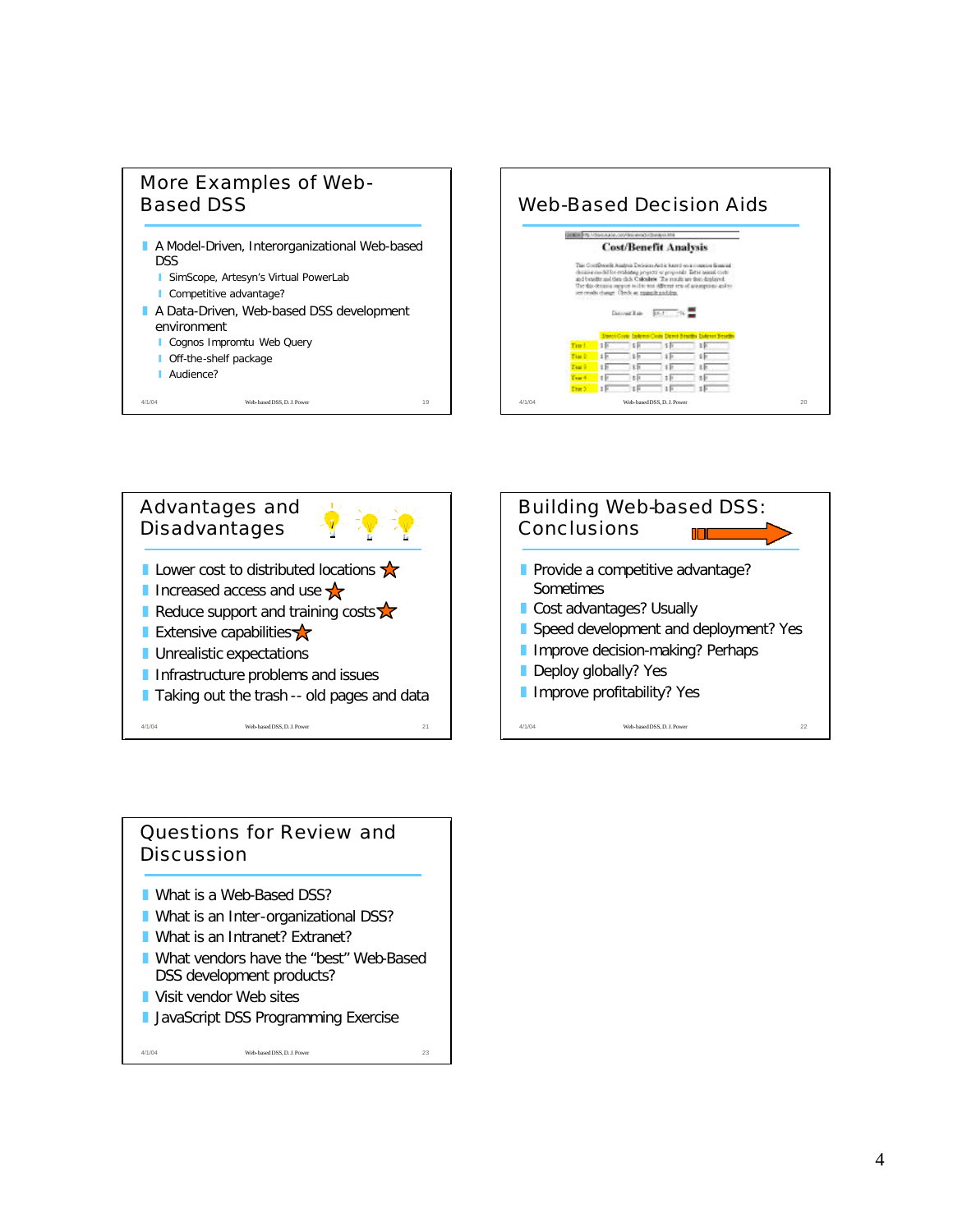## More Examples of Web-Based DSS

- A Model-Driven, Interorganizational Web-based DSS
  - SimScope, Artesyn's Virtual PowerLab
  - Competitive advantage?
- A Data-Driven, Web-based DSS development environment
  - Cognos Impromtu Web Query
  - Off-the-shelf package
  - Audience?

## Web-Based Decision Aids

Cost/Benefit Analysis

## Advantages and Disadvantages

- Lower cost to distributed locations
- Increased access and use
- Reduce support and training costs
- Extensive capabilities
- Unrealistic expectations
- Infrastructure problems and issues
- Taking out the trash -- old pages and data

## Building Web-based DSS: Conclusions

- Provide a competitive advantage? Sometimes
- Cost advantages? Usually
- Speed development and deployment? Yes
- Improve decision-making? Perhaps
- Deploy globally? Yes
- Improve profitability? Yes

## Questions for Review and Discussion

- What is a Web-Based DSS?
- What is an Inter-organizational DSS?
- What is an Intranet? Extranet?
- What vendors have the "best" Web-Based DSS development products?
- Visit vendor Web sites
- JavaScript DSS Programming Exercise